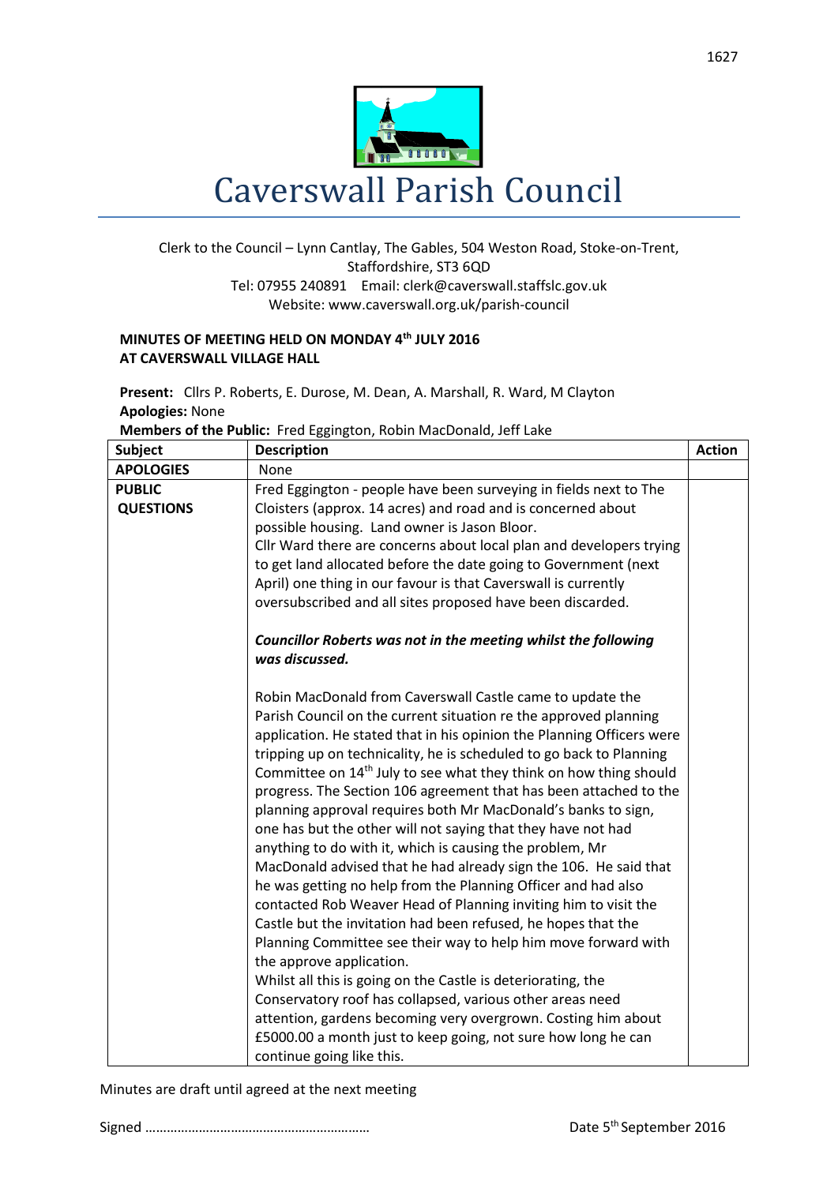# Caverswall Parish Council

Clerk to the Council – Lynn Cantlay, The Gables, 504 Weston Road, Stoke-on-Trent, Staffordshire, ST3 6QD
Tel: 07955 240891 Email: clerk@caverswall.staffslc.gov.uk
Website: www.caverswall.org.uk/parish-council

**MINUTES OF MEETING HELD ON MONDAY 4th JULY 2016**
**AT CAVERSWALL VILLAGE HALL**

**Present:** Cllrs P. Roberts, E. Durose, M. Dean, A. Marshall, R. Ward, M Clayton
**Apologies:** None
**Members of the Public:** Fred Eggington, Robin MacDonald, Jeff Lake

| Subject | Description | Action |
|---|---|---|
| **APOLOGIES** | None | |
| **PUBLIC QUESTIONS** | Fred Eggington - people have been surveying in fields next to The Cloisters (approx. 14 acres) and road and is concerned about possible housing. Land owner is Jason Bloor.<br>Cllr Ward there are concerns about local plan and developers trying to get land allocated before the date going to Government (next April) one thing in our favour is that Caverswall is currently oversubscribed and all sites proposed have been discarded.<br><br>***Councillor Roberts was not in the meeting whilst the following was discussed.***<br><br>Robin MacDonald from Caverswall Castle came to update the Parish Council on the current situation re the approved planning application. He stated that in his opinion the Planning Officers were tripping up on technicality, he is scheduled to go back to Planning Committee on 14th July to see what they think on how thing should progress. The Section 106 agreement that has been attached to the planning approval requires both Mr MacDonald's banks to sign, one has but the other will not saying that they have not had anything to do with it, which is causing the problem, Mr MacDonald advised that he had already sign the 106. He said that he was getting no help from the Planning Officer and had also contacted Rob Weaver Head of Planning inviting him to visit the Castle but the invitation had been refused, he hopes that the Planning Committee see their way to help him move forward with the approve application.<br>Whilst all this is going on the Castle is deteriorating, the Conservatory roof has collapsed, various other areas need attention, gardens becoming very overgrown. Costing him about £5000.00 a month just to keep going, not sure how long he can continue going like this. | |

Minutes are draft until agreed at the next meeting

Signed ……………………………………………………… Date 5th September 2016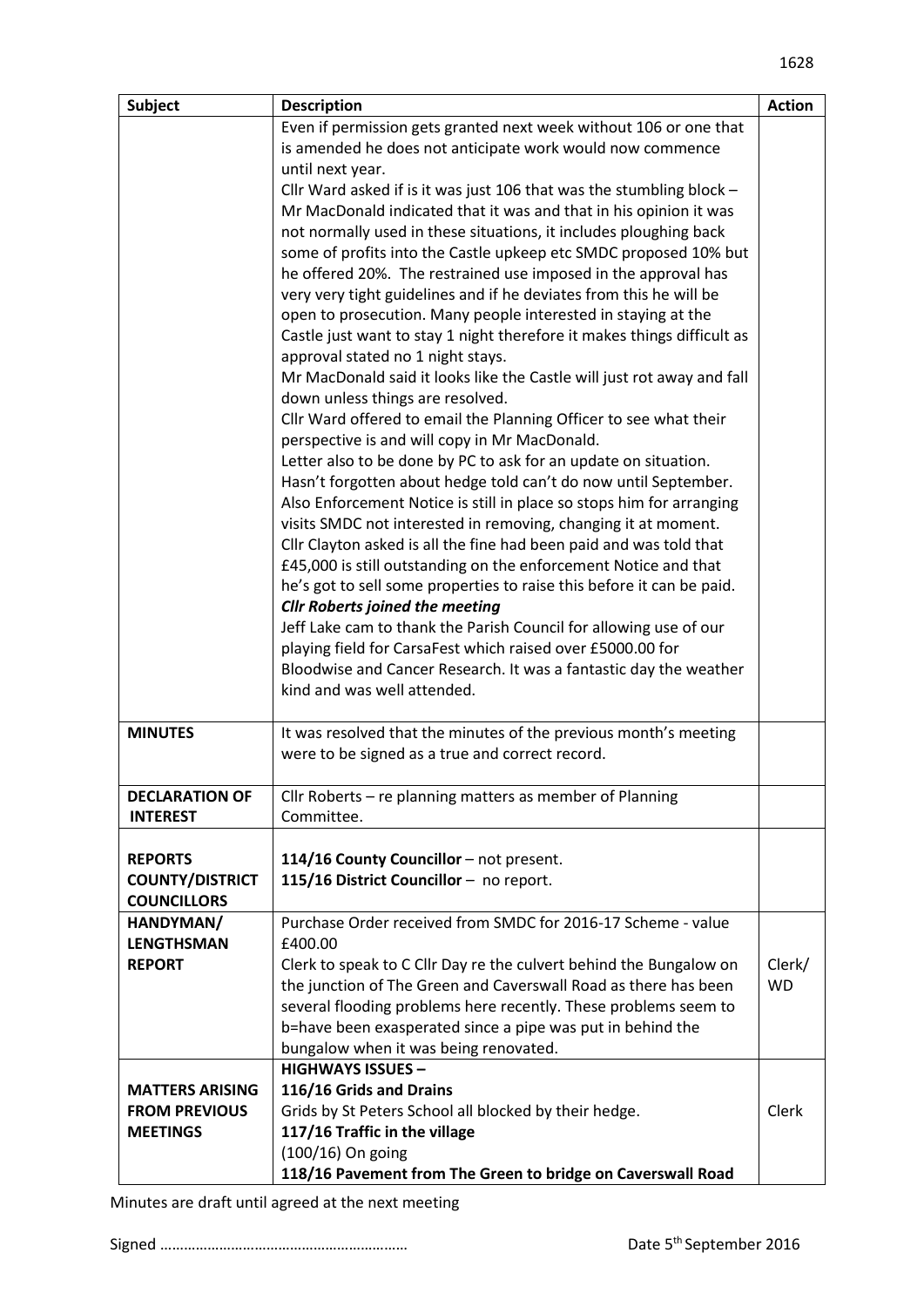| Subject | Description | Action |
|---|---|---|
| | Even if permission gets granted next week without 106 or one that is amended he does not anticipate work would now commence until next year.<br>Cllr Ward asked if is it was just 106 that was the stumbling block – Mr MacDonald indicated that it was and that in his opinion it was not normally used in these situations, it includes ploughing back some of profits into the Castle upkeep etc SMDC proposed 10% but he offered 20%. The restrained use imposed in the approval has very very tight guidelines and if he deviates from this he will be open to prosecution. Many people interested in staying at the Castle just want to stay 1 night therefore it makes things difficult as approval stated no 1 night stays.<br>Mr MacDonald said it looks like the Castle will just rot away and fall down unless things are resolved.<br>Cllr Ward offered to email the Planning Officer to see what their perspective is and will copy in Mr MacDonald.<br>Letter also to be done by PC to ask for an update on situation.<br>Hasn't forgotten about hedge told can't do now until September.<br>Also Enforcement Notice is still in place so stops him for arranging visits SMDC not interested in removing, changing it at moment.<br>Cllr Clayton asked is all the fine had been paid and was told that £45,000 is still outstanding on the enforcement Notice and that he's got to sell some properties to raise this before it can be paid.<br>***Cllr Roberts joined the meeting***<br>Jeff Lake cam to thank the Parish Council for allowing use of our playing field for CarsaFest which raised over £5000.00 for Bloodwise and Cancer Research. It was a fantastic day the weather kind and was well attended. | |
| **MINUTES** | It was resolved that the minutes of the previous month's meeting were to be signed as a true and correct record. | |
| **DECLARATION OF INTEREST** | Cllr Roberts – re planning matters as member of Planning Committee. | |
| **REPORTS COUNTY/DISTRICT COUNCILLORS** | **114/16 County Councillor** – not present.<br>**115/16 District Councillor** – no report. | |
| **HANDYMAN/ LENGTHSMAN REPORT** | Purchase Order received from SMDC for 2016-17 Scheme - value £400.00<br>Clerk to speak to C Cllr Day re the culvert behind the Bungalow on the junction of The Green and Caverswall Road as there has been several flooding problems here recently. These problems seem to b=have been exasperated since a pipe was put in behind the bungalow when it was being renovated. | Clerk/ WD |
| **MATTERS ARISING FROM PREVIOUS MEETINGS** | **HIGHWAYS ISSUES –**<br>**116/16 Grids and Drains**<br>Grids by St Peters School all blocked by their hedge.<br>**117/16 Traffic in the village**<br>(100/16) On going<br>**118/16 Pavement from The Green to bridge on Caverswall Road** | Clerk |

Minutes are draft until agreed at the next meeting

Signed ……………………………………………………  Date 5th September 2016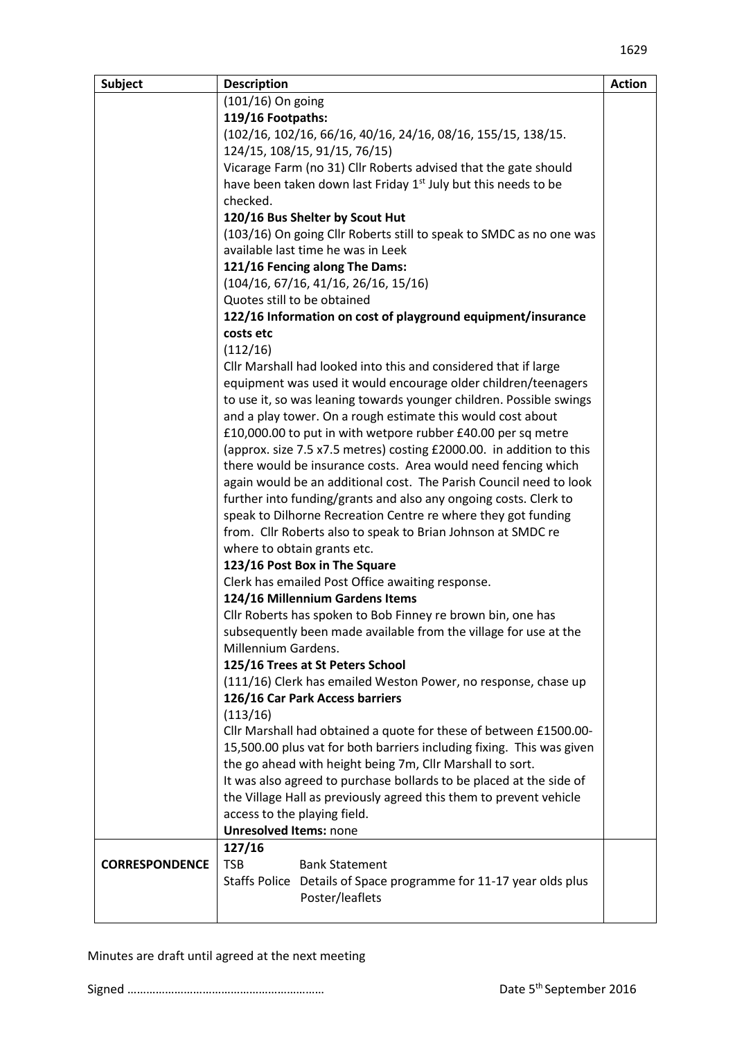| Subject | Description | Action |
|---|---|---|
| | (101/16) On going<br>**119/16 Footpaths:**<br>(102/16, 102/16, 66/16, 40/16, 24/16, 08/16, 155/15, 138/15. 124/15, 108/15, 91/15, 76/15)<br>Vicarage Farm (no 31) Cllr Roberts advised that the gate should have been taken down last Friday 1st July but this needs to be checked.<br>**120/16 Bus Shelter by Scout Hut**<br>(103/16) On going Cllr Roberts still to speak to SMDC as no one was available last time he was in Leek<br>**121/16 Fencing along The Dams:**<br>(104/16, 67/16, 41/16, 26/16, 15/16)<br>Quotes still to be obtained<br>**122/16 Information on cost of playground equipment/insurance costs etc**<br>(112/16)<br>Cllr Marshall had looked into this and considered that if large equipment was used it would encourage older children/teenagers to use it, so was leaning towards younger children. Possible swings and a play tower. On a rough estimate this would cost about £10,000.00 to put in with wetpore rubber £40.00 per sq metre (approx. size 7.5 x7.5 metres) costing £2000.00. in addition to this there would be insurance costs. Area would need fencing which again would be an additional cost. The Parish Council need to look further into funding/grants and also any ongoing costs. Clerk to speak to Dilhorne Recreation Centre re where they got funding from. Cllr Roberts also to speak to Brian Johnson at SMDC re where to obtain grants etc.<br>**123/16 Post Box in The Square**<br>Clerk has emailed Post Office awaiting response.<br>**124/16 Millennium Gardens Items**<br>Cllr Roberts has spoken to Bob Finney re brown bin, one has subsequently been made available from the village for use at the Millennium Gardens.<br>**125/16 Trees at St Peters School**<br>(111/16) Clerk has emailed Weston Power, no response, chase up<br>**126/16 Car Park Access barriers**<br>(113/16)<br>Cllr Marshall had obtained a quote for these of between £1500.00-15,500.00 plus vat for both barriers including fixing. This was given the go ahead with height being 7m, Cllr Marshall to sort.<br>It was also agreed to purchase bollards to be placed at the side of the Village Hall as previously agreed this them to prevent vehicle access to the playing field.<br>**Unresolved Items:** none | |
| **CORRESPONDENCE** | **127/16**<br>TSB — Bank Statement<br>Staffs Police — Details of Space programme for 11-17 year olds plus Poster/leaflets | |

Minutes are draft until agreed at the next meeting

Signed …………………………………………………… Date 5th September 2016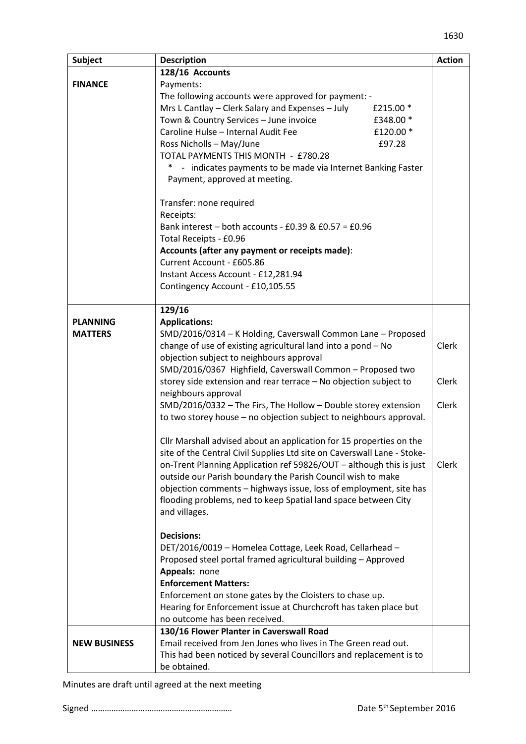| Subject | Description | Action |
|---|---|---|
| **FINANCE** | **128/16 Accounts**<br>Payments:<br>The following accounts were approved for payment: -<br>Mrs L Cantlay – Clerk Salary and Expenses – July £215.00 *<br>Town & Country Services – June invoice £348.00 *<br>Caroline Hulse – Internal Audit Fee £120.00 *<br>Ross Nicholls – May/June £97.28<br>TOTAL PAYMENTS THIS MONTH - £780.28<br>* - indicates payments to be made via Internet Banking Faster Payment, approved at meeting.<br><br>Transfer: none required<br>Receipts:<br>Bank interest – both accounts - £0.39 & £0.57 = £0.96<br>Total Receipts - £0.96<br>**Accounts (after any payment or receipts made)**:<br>Current Account - £605.86<br>Instant Access Account - £12,281.94<br>Contingency Account - £10,105.55 | |
| **PLANNING MATTERS** | **129/16**<br>**Applications:**<br>SMD/2016/0314 – K Holding, Caverswall Common Lane – Proposed change of use of existing agricultural land into a pond – No objection subject to neighbours approval | Clerk |
| | SMD/2016/0367 Highfield, Caverswall Common – Proposed two storey side extension and rear terrace – No objection subject to neighbours approval | Clerk |
| | SMD/2016/0332 – The Firs, The Hollow – Double storey extension to two storey house – no objection subject to neighbours approval. | Clerk |
| | Cllr Marshall advised about an application for 15 properties on the site of the Central Civil Supplies Ltd site on Caverswall Lane - Stoke-on-Trent Planning Application ref 59826/OUT – although this is just outside our Parish boundary the Parish Council wish to make objection comments – highways issue, loss of employment, site has flooding problems, ned to keep Spatial land space between City and villages. | Clerk |
| | **Decisions:**<br>DET/2016/0019 – Homelea Cottage, Leek Road, Cellarhead – Proposed steel portal framed agricultural building – Approved<br>**Appeals:** none<br>**Enforcement Matters:**<br>Enforcement on stone gates by the Cloisters to chase up.<br>Hearing for Enforcement issue at Churchcroft has taken place but no outcome has been received. | |
| **NEW BUSINESS** | **130/16 Flower Planter in Caverswall Road**<br>Email received from Jen Jones who lives in The Green read out. This had been noticed by several Councillors and replacement is to be obtained. | |

Minutes are draft until agreed at the next meeting

Signed …………………………………………………… Date 5th September 2016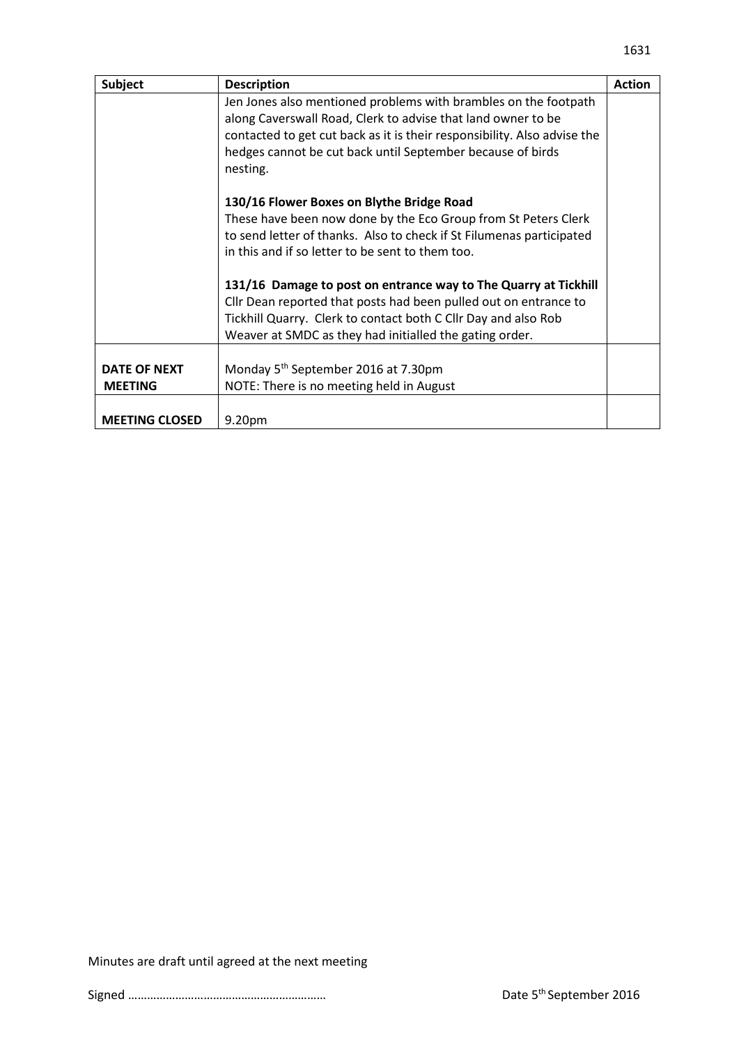| Subject | Description | Action |
|---|---|---|
| | Jen Jones also mentioned problems with brambles on the footpath along Caverswall Road, Clerk to advise that land owner to be contacted to get cut back as it is their responsibility. Also advise the hedges cannot be cut back until September because of birds nesting.<br><br>**130/16 Flower Boxes on Blythe Bridge Road**<br>These have been now done by the Eco Group from St Peters Clerk to send letter of thanks. Also to check if St Filumenas participated in this and if so letter to be sent to them too.<br><br>**131/16 Damage to post on entrance way to The Quarry at Tickhill**<br>Cllr Dean reported that posts had been pulled out on entrance to Tickhill Quarry. Clerk to contact both C Cllr Day and also Rob Weaver at SMDC as they had initialled the gating order. | |
| **DATE OF NEXT MEETING** | Monday 5th September 2016 at 7.30pm<br>NOTE: There is no meeting held in August | |
| **MEETING CLOSED** | 9.20pm | |

Minutes are draft until agreed at the next meeting

Signed …………………………………………………… Date 5th September 2016